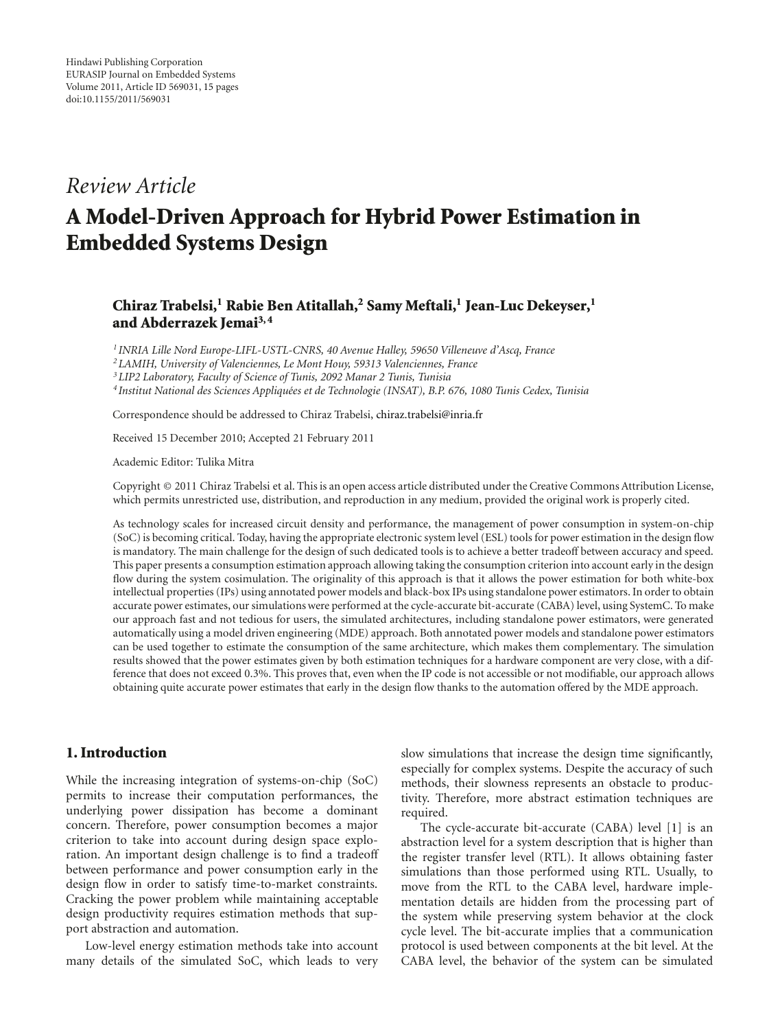Hindawi Publishing Corporation
EURASIP Journal on Embedded Systems
Volume 2011, Article ID 569031, 15 pages
doi:10.1155/2011/569031

*Review Article*

# A Model-Driven Approach for Hybrid Power Estimation in Embedded Systems Design

**Chiraz Trabelsi,[1] Rabie Ben Atitallah,[2] Samy Meftali,[1] Jean-Luc Dekeyser,[1] and Abderrazek Jemai[3,4]**

[1] *INRIA Lille Nord Europe-LIFL-USTL-CNRS, 40 Avenue Halley, 59650 Villeneuve d'Ascq, France*
[2] *LAMIH, University of Valenciennes, Le Mont Houy, 59313 Valenciennes, France*
[3] *LIP2 Laboratory, Faculty of Science of Tunis, 2092 Manar 2 Tunis, Tunisia*
[4] *Institut National des Sciences Appliquées et de Technologie (INSAT), B.P. 676, 1080 Tunis Cedex, Tunisia*

Correspondence should be addressed to Chiraz Trabelsi, chiraz.trabelsi@inria.fr

Received 15 December 2010; Accepted 21 February 2011

Academic Editor: Tulika Mitra

Copyright © 2011 Chiraz Trabelsi et al. This is an open access article distributed under the Creative Commons Attribution License, which permits unrestricted use, distribution, and reproduction in any medium, provided the original work is properly cited.

As technology scales for increased circuit density and performance, the management of power consumption in system-on-chip (SoC) is becoming critical. Today, having the appropriate electronic system level (ESL) tools for power estimation in the design flow is mandatory. The main challenge for the design of such dedicated tools is to achieve a better tradeoff between accuracy and speed. This paper presents a consumption estimation approach allowing taking the consumption criterion into account early in the design flow during the system cosimulation. The originality of this approach is that it allows the power estimation for both white-box intellectual properties (IPs) using annotated power models and black-box IPs using standalone power estimators. In order to obtain accurate power estimates, our simulations were performed at the cycle-accurate bit-accurate (CABA) level, using SystemC. To make our approach fast and not tedious for users, the simulated architectures, including standalone power estimators, were generated automatically using a model driven engineering (MDE) approach. Both annotated power models and standalone power estimators can be used together to estimate the consumption of the same architecture, which makes them complementary. The simulation results showed that the power estimates given by both estimation techniques for a hardware component are very close, with a difference that does not exceed 0.3%. This proves that, even when the IP code is not accessible or not modifiable, our approach allows obtaining quite accurate power estimates that early in the design flow thanks to the automation offered by the MDE approach.

## 1. Introduction

While the increasing integration of systems-on-chip (SoC) permits to increase their computation performances, the underlying power dissipation has become a dominant concern. Therefore, power consumption becomes a major criterion to take into account during design space exploration. An important design challenge is to find a tradeoff between performance and power consumption early in the design flow in order to satisfy time-to-market constraints. Cracking the power problem while maintaining acceptable design productivity requires estimation methods that support abstraction and automation.

Low-level energy estimation methods take into account many details of the simulated SoC, which leads to very slow simulations that increase the design time significantly, especially for complex systems. Despite the accuracy of such methods, their slowness represents an obstacle to productivity. Therefore, more abstract estimation techniques are required.

The cycle-accurate bit-accurate (CABA) level [1] is an abstraction level for a system description that is higher than the register transfer level (RTL). It allows obtaining faster simulations than those performed using RTL. Usually, to move from the RTL to the CABA level, hardware implementation details are hidden from the processing part of the system while preserving system behavior at the clock cycle level. The bit-accurate implies that a communication protocol is used between components at the bit level. At the CABA level, the behavior of the system can be simulated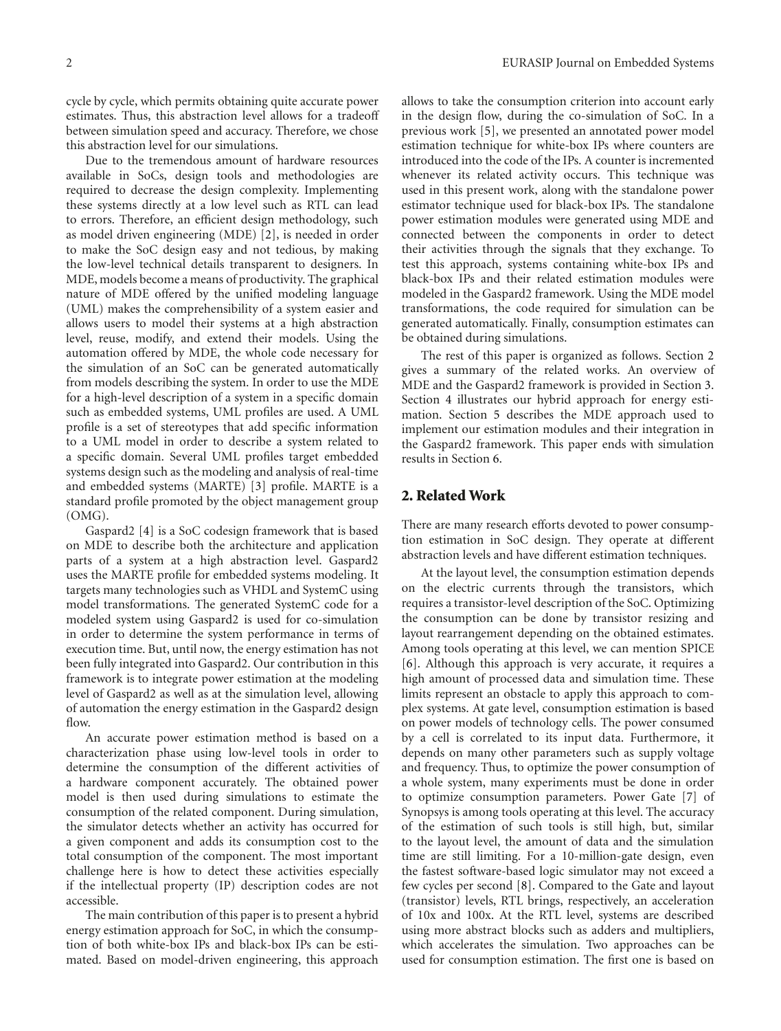cycle by cycle, which permits obtaining quite accurate power estimates. Thus, this abstraction level allows for a tradeoff between simulation speed and accuracy. Therefore, we chose this abstraction level for our simulations.

Due to the tremendous amount of hardware resources available in SoCs, design tools and methodologies are required to decrease the design complexity. Implementing these systems directly at a low level such as RTL can lead to errors. Therefore, an efficient design methodology, such as model driven engineering (MDE) [2], is needed in order to make the SoC design easy and not tedious, by making the low-level technical details transparent to designers. In MDE, models become a means of productivity. The graphical nature of MDE offered by the unified modeling language (UML) makes the comprehensibility of a system easier and allows users to model their systems at a high abstraction level, reuse, modify, and extend their models. Using the automation offered by MDE, the whole code necessary for the simulation of an SoC can be generated automatically from models describing the system. In order to use the MDE for a high-level description of a system in a specific domain such as embedded systems, UML profiles are used. A UML profile is a set of stereotypes that add specific information to a UML model in order to describe a system related to a specific domain. Several UML profiles target embedded systems design such as the modeling and analysis of real-time and embedded systems (MARTE) [3] profile. MARTE is a standard profile promoted by the object management group (OMG).

Gaspard2 [4] is a SoC codesign framework that is based on MDE to describe both the architecture and application parts of a system at a high abstraction level. Gaspard2 uses the MARTE profile for embedded systems modeling. It targets many technologies such as VHDL and SystemC using model transformations. The generated SystemC code for a modeled system using Gaspard2 is used for co-simulation in order to determine the system performance in terms of execution time. But, until now, the energy estimation has not been fully integrated into Gaspard2. Our contribution in this framework is to integrate power estimation at the modeling level of Gaspard2 as well as at the simulation level, allowing of automation the energy estimation in the Gaspard2 design flow.

An accurate power estimation method is based on a characterization phase using low-level tools in order to determine the consumption of the different activities of a hardware component accurately. The obtained power model is then used during simulations to estimate the consumption of the related component. During simulation, the simulator detects whether an activity has occurred for a given component and adds its consumption cost to the total consumption of the component. The most important challenge here is how to detect these activities especially if the intellectual property (IP) description codes are not accessible.

The main contribution of this paper is to present a hybrid energy estimation approach for SoC, in which the consumption of both white-box IPs and black-box IPs can be estimated. Based on model-driven engineering, this approach allows to take the consumption criterion into account early in the design flow, during the co-simulation of SoC. In a previous work [5], we presented an annotated power model estimation technique for white-box IPs where counters are introduced into the code of the IPs. A counter is incremented whenever its related activity occurs. This technique was used in this present work, along with the standalone power estimator technique used for black-box IPs. The standalone power estimation modules were generated using MDE and connected between the components in order to detect their activities through the signals that they exchange. To test this approach, systems containing white-box IPs and black-box IPs and their related estimation modules were modeled in the Gaspard2 framework. Using the MDE model transformations, the code required for simulation can be generated automatically. Finally, consumption estimates can be obtained during simulations.

The rest of this paper is organized as follows. Section 2 gives a summary of the related works. An overview of MDE and the Gaspard2 framework is provided in Section 3. Section 4 illustrates our hybrid approach for energy estimation. Section 5 describes the MDE approach used to implement our estimation modules and their integration in the Gaspard2 framework. This paper ends with simulation results in Section 6.

## 2. Related Work

There are many research efforts devoted to power consumption estimation in SoC design. They operate at different abstraction levels and have different estimation techniques.

At the layout level, the consumption estimation depends on the electric currents through the transistors, which requires a transistor-level description of the SoC. Optimizing the consumption can be done by transistor resizing and layout rearrangement depending on the obtained estimates. Among tools operating at this level, we can mention SPICE [6]. Although this approach is very accurate, it requires a high amount of processed data and simulation time. These limits represent an obstacle to apply this approach to complex systems. At gate level, consumption estimation is based on power models of technology cells. The power consumed by a cell is correlated to its input data. Furthermore, it depends on many other parameters such as supply voltage and frequency. Thus, to optimize the power consumption of a whole system, many experiments must be done in order to optimize consumption parameters. Power Gate [7] of Synopsys is among tools operating at this level. The accuracy of the estimation of such tools is still high, but, similar to the layout level, the amount of data and the simulation time are still limiting. For a 10-million-gate design, even the fastest software-based logic simulator may not exceed a few cycles per second [8]. Compared to the Gate and layout (transistor) levels, RTL brings, respectively, an acceleration of 10x and 100x. At the RTL level, systems are described using more abstract blocks such as adders and multipliers, which accelerates the simulation. Two approaches can be used for consumption estimation. The first one is based on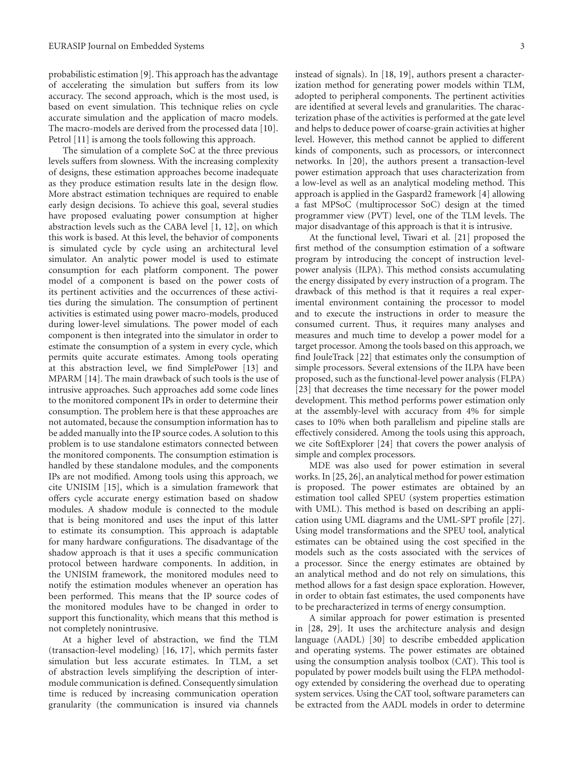probabilistic estimation [9]. This approach has the advantage of accelerating the simulation but suffers from its low accuracy. The second approach, which is the most used, is based on event simulation. This technique relies on cycle accurate simulation and the application of macro models. The macro-models are derived from the processed data [10]. Petrol [11] is among the tools following this approach.

The simulation of a complete SoC at the three previous levels suffers from slowness. With the increasing complexity of designs, these estimation approaches become inadequate as they produce estimation results late in the design flow. More abstract estimation techniques are required to enable early design decisions. To achieve this goal, several studies have proposed evaluating power consumption at higher abstraction levels such as the CABA level [1, 12], on which this work is based. At this level, the behavior of components is simulated cycle by cycle using an architectural level simulator. An analytic power model is used to estimate consumption for each platform component. The power model of a component is based on the power costs of its pertinent activities and the occurrences of these activities during the simulation. The consumption of pertinent activities is estimated using power macro-models, produced during lower-level simulations. The power model of each component is then integrated into the simulator in order to estimate the consumption of a system in every cycle, which permits quite accurate estimates. Among tools operating at this abstraction level, we find SimplePower [13] and MPARM [14]. The main drawback of such tools is the use of intrusive approaches. Such approaches add some code lines to the monitored component IPs in order to determine their consumption. The problem here is that these approaches are not automated, because the consumption information has to be added manually into the IP source codes. A solution to this problem is to use standalone estimators connected between the monitored components. The consumption estimation is handled by these standalone modules, and the components IPs are not modified. Among tools using this approach, we cite UNISIM [15], which is a simulation framework that offers cycle accurate energy estimation based on shadow modules. A shadow module is connected to the module that is being monitored and uses the input of this latter to estimate its consumption. This approach is adaptable for many hardware configurations. The disadvantage of the shadow approach is that it uses a specific communication protocol between hardware components. In addition, in the UNISIM framework, the monitored modules need to notify the estimation modules whenever an operation has been performed. This means that the IP source codes of the monitored modules have to be changed in order to support this functionality, which means that this method is not completely nonintrusive.

At a higher level of abstraction, we find the TLM (transaction-level modeling) [16, 17], which permits faster simulation but less accurate estimates. In TLM, a set of abstraction levels simplifying the description of intermodule communication is defined. Consequently simulation time is reduced by increasing communication operation granularity (the communication is insured via channels instead of signals). In [18, 19], authors present a characterization method for generating power models within TLM, adopted to peripheral components. The pertinent activities are identified at several levels and granularities. The characterization phase of the activities is performed at the gate level and helps to deduce power of coarse-grain activities at higher level. However, this method cannot be applied to different kinds of components, such as processors, or interconnect networks. In [20], the authors present a transaction-level power estimation approach that uses characterization from a low-level as well as an analytical modeling method. This approach is applied in the Gaspard2 framework [4] allowing a fast MPSoC (multiprocessor SoC) design at the timed programmer view (PVT) level, one of the TLM levels. The major disadvantage of this approach is that it is intrusive.

At the functional level, Tiwari et al. [21] proposed the first method of the consumption estimation of a software program by introducing the concept of instruction level-power analysis (ILPA). This method consists accumulating the energy dissipated by every instruction of a program. The drawback of this method is that it requires a real experimental environment containing the processor to model and to execute the instructions in order to measure the consumed current. Thus, it requires many analyses and measures and much time to develop a power model for a target processor. Among the tools based on this approach, we find JouleTrack [22] that estimates only the consumption of simple processors. Several extensions of the ILPA have been proposed, such as the functional-level power analysis (FLPA) [23] that decreases the time necessary for the power model development. This method performs power estimation only at the assembly-level with accuracy from 4% for simple cases to 10% when both parallelism and pipeline stalls are effectively considered. Among the tools using this approach, we cite SoftExplorer [24] that covers the power analysis of simple and complex processors.

MDE was also used for power estimation in several works. In [25, 26], an analytical method for power estimation is proposed. The power estimates are obtained by an estimation tool called SPEU (system properties estimation with UML). This method is based on describing an application using UML diagrams and the UML-SPT profile [27]. Using model transformations and the SPEU tool, analytical estimates can be obtained using the cost specified in the models such as the costs associated with the services of a processor. Since the energy estimates are obtained by an analytical method and do not rely on simulations, this method allows for a fast design space exploration. However, in order to obtain fast estimates, the used components have to be precharacterized in terms of energy consumption.

A similar approach for power estimation is presented in [28, 29]. It uses the architecture analysis and design language (AADL) [30] to describe embedded application and operating systems. The power estimates are obtained using the consumption analysis toolbox (CAT). This tool is populated by power models built using the FLPA methodology extended by considering the overhead due to operating system services. Using the CAT tool, software parameters can be extracted from the AADL models in order to determine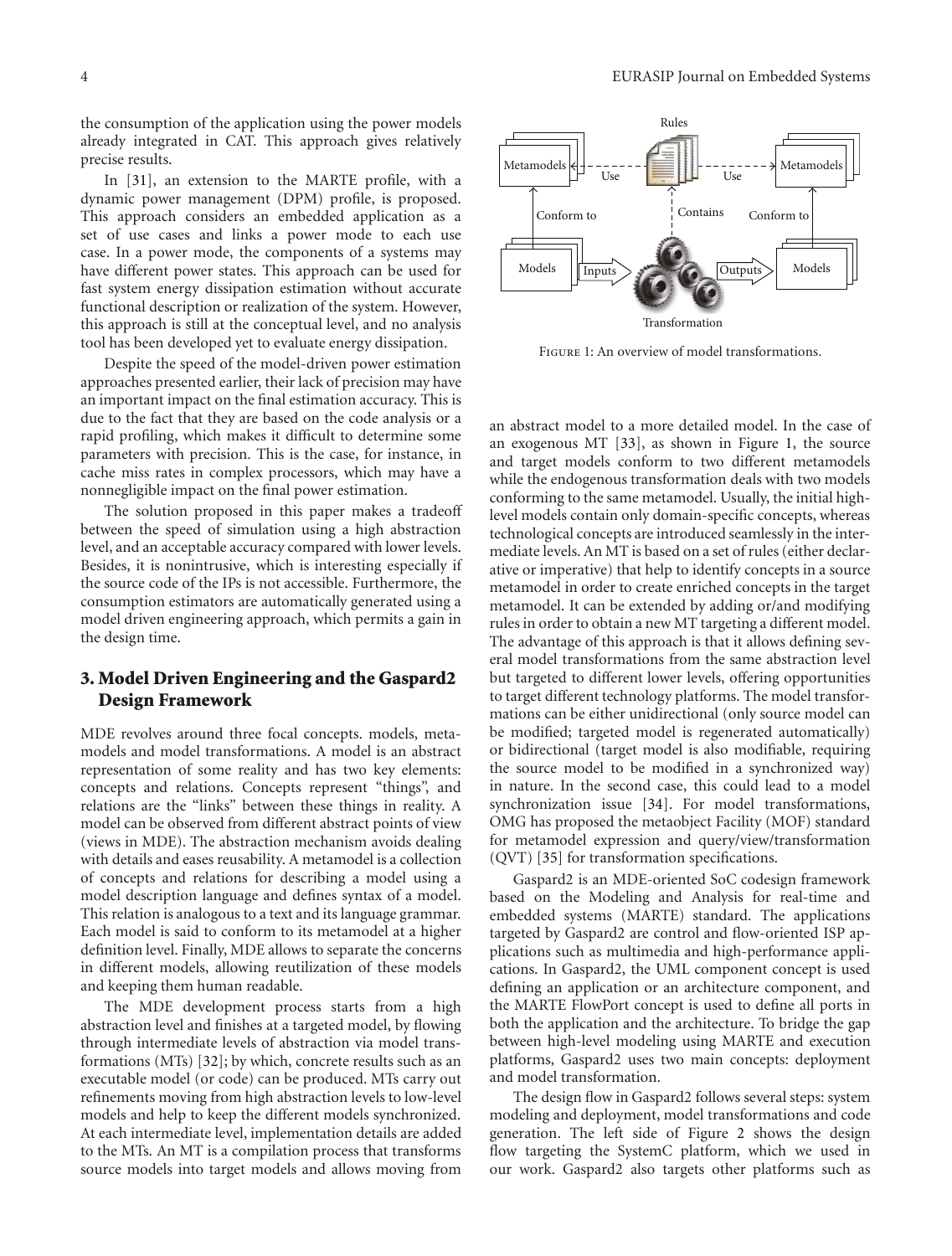the consumption of the application using the power models already integrated in CAT. This approach gives relatively precise results.

In [31], an extension to the MARTE profile, with a dynamic power management (DPM) profile, is proposed. This approach considers an embedded application as a set of use cases and links a power mode to each use case. In a power mode, the components of a systems may have different power states. This approach can be used for fast system energy dissipation estimation without accurate functional description or realization of the system. However, this approach is still at the conceptual level, and no analysis tool has been developed yet to evaluate energy dissipation.

Despite the speed of the model-driven power estimation approaches presented earlier, their lack of precision may have an important impact on the final estimation accuracy. This is due to the fact that they are based on the code analysis or a rapid profiling, which makes it difficult to determine some parameters with precision. This is the case, for instance, in cache miss rates in complex processors, which may have a nonnegligible impact on the final power estimation.

The solution proposed in this paper makes a tradeoff between the speed of simulation using a high abstraction level, and an acceptable accuracy compared with lower levels. Besides, it is nonintrusive, which is interesting especially if the source code of the IPs is not accessible. Furthermore, the consumption estimators are automatically generated using a model driven engineering approach, which permits a gain in the design time.

## 3. Model Driven Engineering and the Gaspard2 Design Framework

MDE revolves around three focal concepts. models, metamodels and model transformations. A model is an abstract representation of some reality and has two key elements: concepts and relations. Concepts represent "things", and relations are the "links" between these things in reality. A model can be observed from different abstract points of view (views in MDE). The abstraction mechanism avoids dealing with details and eases reusability. A metamodel is a collection of concepts and relations for describing a model using a model description language and defines syntax of a model. This relation is analogous to a text and its language grammar. Each model is said to conform to its metamodel at a higher definition level. Finally, MDE allows to separate the concerns in different models, allowing reutilization of these models and keeping them human readable.

The MDE development process starts from a high abstraction level and finishes at a targeted model, by flowing through intermediate levels of abstraction via model transformations (MTs) [32]; by which, concrete results such as an executable model (or code) can be produced. MTs carry out refinements moving from high abstraction levels to low-level models and help to keep the different models synchronized. At each intermediate level, implementation details are added to the MTs. An MT is a compilation process that transforms source models into target models and allows moving from an abstract model to a more detailed model. In the case of an exogenous MT [33], as shown in Figure 1, the source and target models conform to two different metamodels while the endogenous transformation deals with two models conforming to the same metamodel. Usually, the initial high-level models contain only domain-specific concepts, whereas technological concepts are introduced seamlessly in the intermediate levels. An MT is based on a set of rules (either declarative or imperative) that help to identify concepts in a source metamodel in order to create enriched concepts in the target metamodel. It can be extended by adding or/and modifying rules in order to obtain a new MT targeting a different model. The advantage of this approach is that it allows defining several model transformations from the same abstraction level but targeted to different lower levels, offering opportunities to target different technology platforms. The model transformations can be either unidirectional (only source model can be modified; targeted model is regenerated automatically) or bidirectional (target model is also modifiable, requiring the source model to be modified in a synchronized way) in nature. In the second case, this could lead to a model synchronization issue [34]. For model transformations, OMG has proposed the metaobject Facility (MOF) standard for metamodel expression and query/view/transformation (QVT) [35] for transformation specifications.

Figure 1: An overview of model transformations.

Gaspard2 is an MDE-oriented SoC codesign framework based on the Modeling and Analysis for real-time and embedded systems (MARTE) standard. The applications targeted by Gaspard2 are control and flow-oriented ISP applications such as multimedia and high-performance applications. In Gaspard2, the UML component concept is used defining an application or an architecture component, and the MARTE FlowPort concept is used to define all ports in both the application and the architecture. To bridge the gap between high-level modeling using MARTE and execution platforms, Gaspard2 uses two main concepts: deployment and model transformation.

The design flow in Gaspard2 follows several steps: system modeling and deployment, model transformations and code generation. The left side of Figure 2 shows the design flow targeting the SystemC platform, which we used in our work. Gaspard2 also targets other platforms such as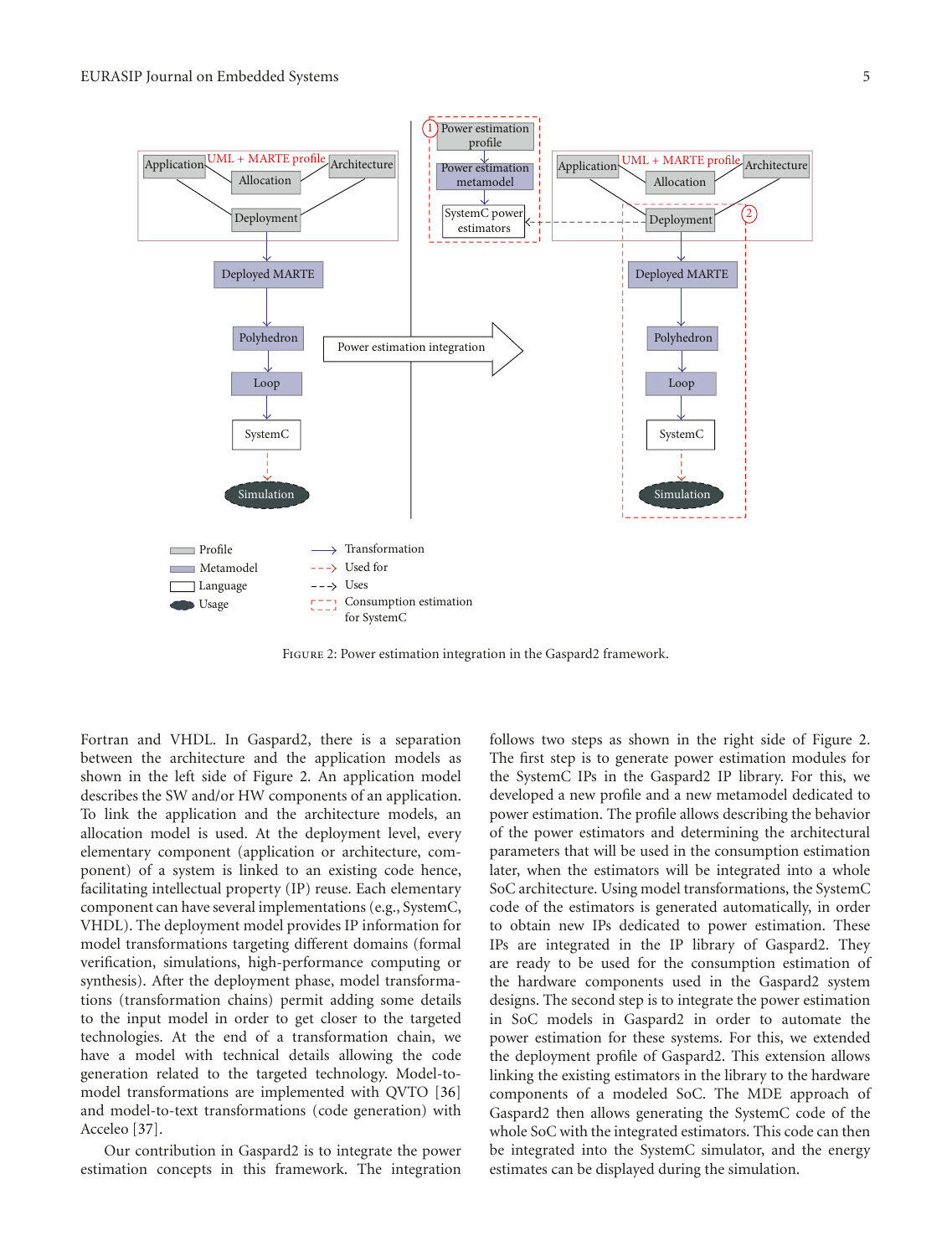Figure 2: Power estimation integration in the Gaspard2 framework.

Fortran and VHDL. In Gaspard2, there is a separation between the architecture and the application models as shown in the left side of Figure 2. An application model describes the SW and/or HW components of an application. To link the application and the architecture models, an allocation model is used. At the deployment level, every elementary component (application or architecture, component) of a system is linked to an existing code hence, facilitating intellectual property (IP) reuse. Each elementary component can have several implementations (e.g., SystemC, VHDL). The deployment model provides IP information for model transformations targeting different domains (formal verification, simulations, high-performance computing or synthesis). After the deployment phase, model transformations (transformation chains) permit adding some details to the input model in order to get closer to the targeted technologies. At the end of a transformation chain, we have a model with technical details allowing the code generation related to the targeted technology. Model-to-model transformations are implemented with QVTO [36] and model-to-text transformations (code generation) with Acceleo [37].

Our contribution in Gaspard2 is to integrate the power estimation concepts in this framework. The integration follows two steps as shown in the right side of Figure 2. The first step is to generate power estimation modules for the SystemC IPs in the Gaspard2 IP library. For this, we developed a new profile and a new metamodel dedicated to power estimation. The profile allows describing the behavior of the power estimators and determining the architectural parameters that will be used in the consumption estimation later, when the estimators will be integrated into a whole SoC architecture. Using model transformations, the SystemC code of the estimators is generated automatically, in order to obtain new IPs dedicated to power estimation. These IPs are integrated in the IP library of Gaspard2. They are ready to be used for the consumption estimation of the hardware components used in the Gaspard2 system designs. The second step is to integrate the power estimation in SoC models in Gaspard2 in order to automate the power estimation for these systems. For this, we extended the deployment profile of Gaspard2. This extension allows linking the existing estimators in the library to the hardware components of a modeled SoC. The MDE approach of Gaspard2 then allows generating the SystemC code of the whole SoC with the integrated estimators. This code can then be integrated into the SystemC simulator, and the energy estimates can be displayed during the simulation.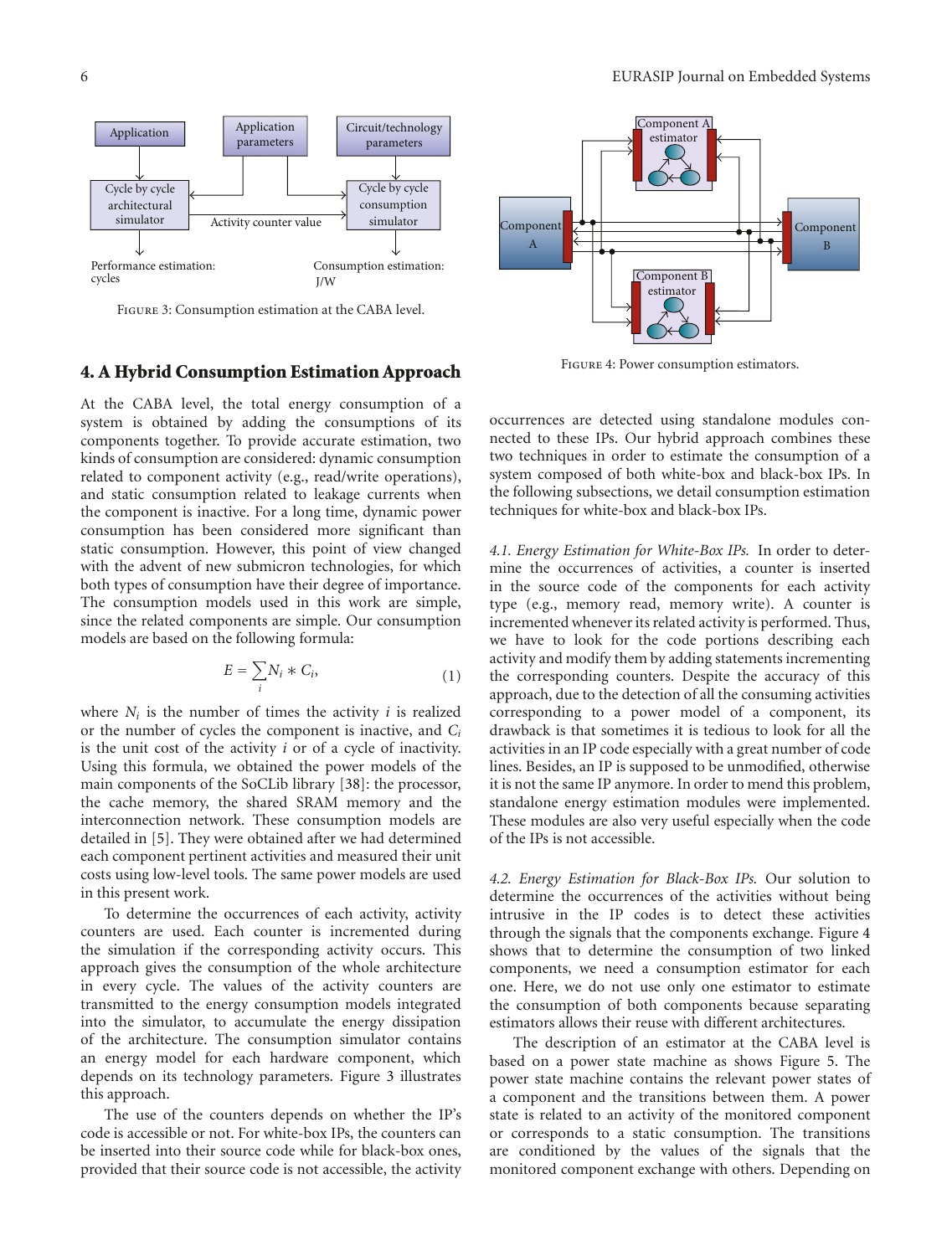Application

Application parameters

Circuit/technology parameters

Cycle by cycle architectural simulator

Activity counter value

Cycle by cycle consumption simulator

Performance estimation: cycles

Consumption estimation: J/W

Figure 3: Consumption estimation at the CABA level.

Component A estimator

Component A

Component B

Component B estimator

Figure 4: Power consumption estimators.

## 4. A Hybrid Consumption Estimation Approach

At the CABA level, the total energy consumption of a system is obtained by adding the consumptions of its components together. To provide accurate estimation, two kinds of consumption are considered: dynamic consumption related to component activity (e.g., read/write operations), and static consumption related to leakage currents when the component is inactive. For a long time, dynamic power consumption has been considered more significant than static consumption. However, this point of view changed with the advent of new submicron technologies, for which both types of consumption have their degree of importance. The consumption models used in this work are simple, since the related components are simple. Our consumption models are based on the following formula:

$$E = \sum_{i} N_i * C_i, \tag{1}$$

where $N_i$ is the number of times the activity $i$ is realized or the number of cycles the component is inactive, and $C_i$ is the unit cost of the activity $i$ or of a cycle of inactivity. Using this formula, we obtained the power models of the main components of the SoCLib library [38]: the processor, the cache memory, the shared SRAM memory and the interconnection network. These consumption models are detailed in [5]. They were obtained after we had determined each component pertinent activities and measured their unit costs using low-level tools. The same power models are used in this present work.

To determine the occurrences of each activity, activity counters are used. Each counter is incremented during the simulation if the corresponding activity occurs. This approach gives the consumption of the whole architecture in every cycle. The values of the activity counters are transmitted to the energy consumption models integrated into the simulator, to accumulate the energy dissipation of the architecture. The consumption simulator contains an energy model for each hardware component, which depends on its technology parameters. Figure 3 illustrates this approach.

The use of the counters depends on whether the IP's code is accessible or not. For white-box IPs, the counters can be inserted into their source code while for black-box ones, provided that their source code is not accessible, the activity occurrences are detected using standalone modules connected to these IPs. Our hybrid approach combines these two techniques in order to estimate the consumption of a system composed of both white-box and black-box IPs. In the following subsections, we detail consumption estimation techniques for white-box and black-box IPs.

*4.1. Energy Estimation for White-Box IPs.* In order to determine the occurrences of activities, a counter is inserted in the source code of the components for each activity type (e.g., memory read, memory write). A counter is incremented whenever its related activity is performed. Thus, we have to look for the code portions describing each activity and modify them by adding statements incrementing the corresponding counters. Despite the accuracy of this approach, due to the detection of all the consuming activities corresponding to a power model of a component, its drawback is that sometimes it is tedious to look for all the activities in an IP code especially with a great number of code lines. Besides, an IP is supposed to be unmodified, otherwise it is not the same IP anymore. In order to mend this problem, standalone energy estimation modules were implemented. These modules are also very useful especially when the code of the IPs is not accessible.

*4.2. Energy Estimation for Black-Box IPs.* Our solution to determine the occurrences of the activities without being intrusive in the IP codes is to detect these activities through the signals that the components exchange. Figure 4 shows that to determine the consumption of two linked components, we need a consumption estimator for each one. Here, we do not use only one estimator to estimate the consumption of both components because separating estimators allows their reuse with different architectures.

The description of an estimator at the CABA level is based on a power state machine as shows Figure 5. The power state machine contains the relevant power states of a component and the transitions between them. A power state is related to an activity of the monitored component or corresponds to a static consumption. The transitions are conditioned by the values of the signals that the monitored component exchange with others. Depending on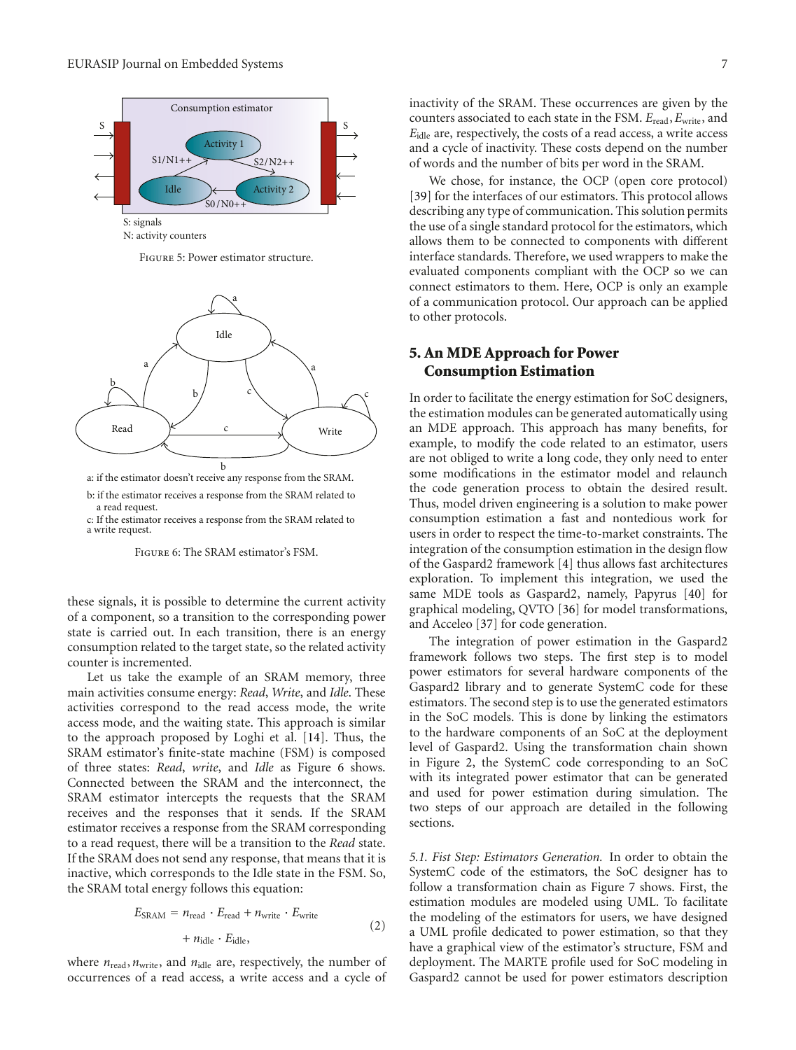S: signals
N: activity counters

Figure 5: Power estimator structure.

a: if the estimator doesn't receive any response from the SRAM.

b: if the estimator receives a response from the SRAM related to a read request.

c: If the estimator receives a response from the SRAM related to a write request.

Figure 6: The SRAM estimator's FSM.

these signals, it is possible to determine the current activity of a component, so a transition to the corresponding power state is carried out. In each transition, there is an energy consumption related to the target state, so the related activity counter is incremented.

Let us take the example of an SRAM memory, three main activities consume energy: *Read*, *Write*, and *Idle*. These activities correspond to the read access mode, the write access mode, and the waiting state. This approach is similar to the approach proposed by Loghi et al. [14]. Thus, the SRAM estimator's finite-state machine (FSM) is composed of three states: *Read*, *write*, and *Idle* as Figure 6 shows. Connected between the SRAM and the interconnect, the SRAM estimator intercepts the requests that the SRAM receives and the responses that it sends. If the SRAM estimator receives a response from the SRAM corresponding to a read request, there will be a transition to the *Read* state. If the SRAM does not send any response, that means that it is inactive, which corresponds to the Idle state in the FSM. So, the SRAM total energy follows this equation:

$$E_{\text{SRAM}} = n_{\text{read}} \cdot E_{\text{read}} + n_{\text{write}} \cdot E_{\text{write}} + n_{\text{idle}} \cdot E_{\text{idle}}, \quad (2)$$

where $n_{\text{read}}, n_{\text{write}}$, and $n_{\text{idle}}$ are, respectively, the number of occurrences of a read access, a write access and a cycle of inactivity of the SRAM. These occurrences are given by the counters associated to each state in the FSM. $E_{\text{read}}, E_{\text{write}}$, and $E_{\text{idle}}$ are, respectively, the costs of a read access, a write access and a cycle of inactivity. These costs depend on the number of words and the number of bits per word in the SRAM.

We chose, for instance, the OCP (open core protocol) [39] for the interfaces of our estimators. This protocol allows describing any type of communication. This solution permits the use of a single standard protocol for the estimators, which allows them to be connected to components with different interface standards. Therefore, we used wrappers to make the evaluated components compliant with the OCP so we can connect estimators to them. Here, OCP is only an example of a communication protocol. Our approach can be applied to other protocols.

## 5. An MDE Approach for Power Consumption Estimation

In order to facilitate the energy estimation for SoC designers, the estimation modules can be generated automatically using an MDE approach. This approach has many benefits, for example, to modify the code related to an estimator, users are not obliged to write a long code, they only need to enter some modifications in the estimator model and relaunch the code generation process to obtain the desired result. Thus, model driven engineering is a solution to make power consumption estimation a fast and nontedious work for users in order to respect the time-to-market constraints. The integration of the consumption estimation in the design flow of the Gaspard2 framework [4] thus allows fast architectures exploration. To implement this integration, we used the same MDE tools as Gaspard2, namely, Papyrus [40] for graphical modeling, QVTO [36] for model transformations, and Acceleo [37] for code generation.

The integration of power estimation in the Gaspard2 framework follows two steps. The first step is to model power estimators for several hardware components of the Gaspard2 library and to generate SystemC code for these estimators. The second step is to use the generated estimators in the SoC models. This is done by linking the estimators to the hardware components of an SoC at the deployment level of Gaspard2. Using the transformation chain shown in Figure 2, the SystemC code corresponding to an SoC with its integrated power estimator that can be generated and used for power estimation during simulation. The two steps of our approach are detailed in the following sections.

*5.1. Fist Step: Estimators Generation.* In order to obtain the SystemC code of the estimators, the SoC designer has to follow a transformation chain as Figure 7 shows. First, the estimation modules are modeled using UML. To facilitate the modeling of the estimators for users, we have designed a UML profile dedicated to power estimation, so that they have a graphical view of the estimator's structure, FSM and deployment. The MARTE profile used for SoC modeling in Gaspard2 cannot be used for power estimators description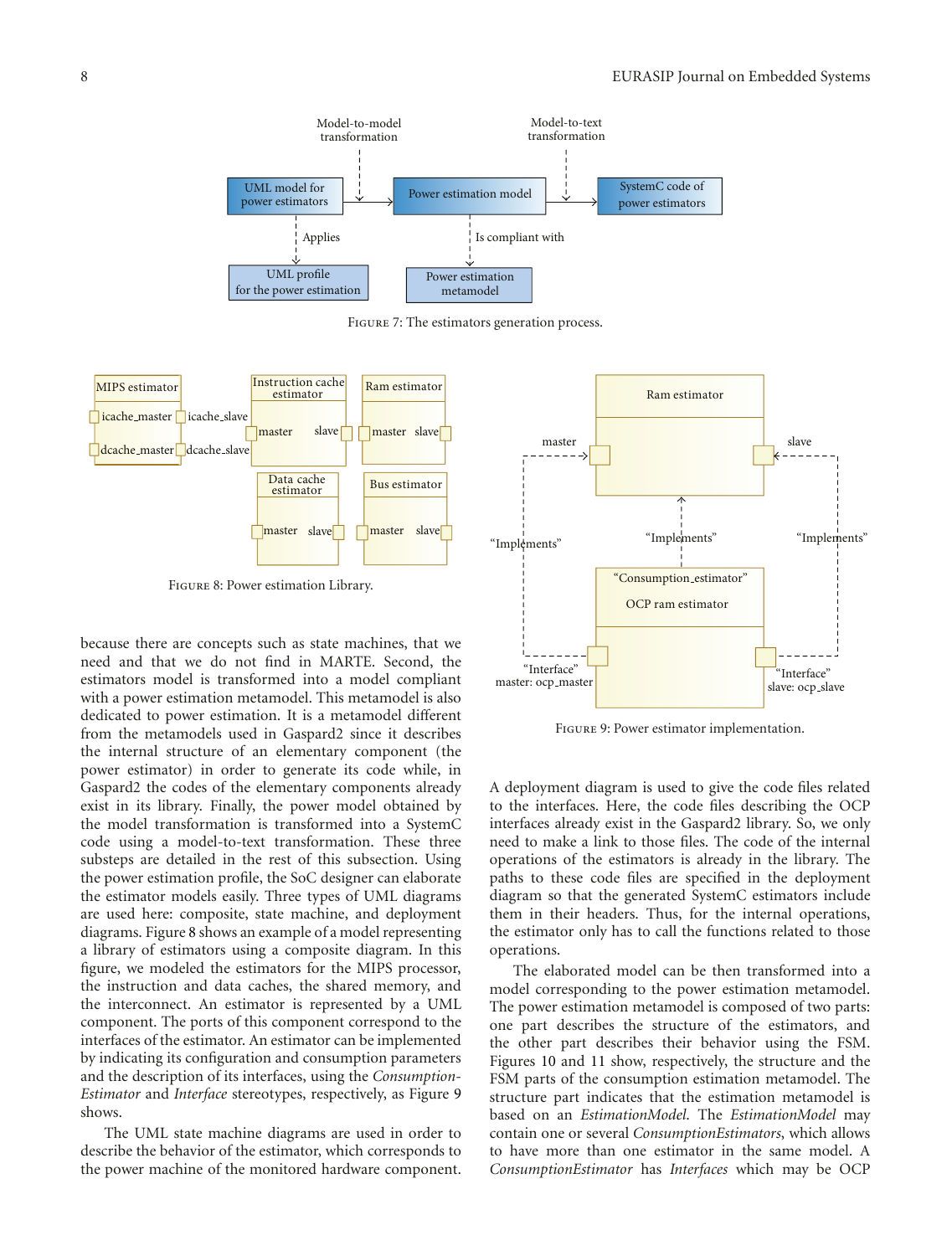Figure 7: The estimators generation process.

Figure 8: Power estimation Library.

Figure 9: Power estimator implementation.

because there are concepts such as state machines, that we need and that we do not find in MARTE. Second, the estimators model is transformed into a model compliant with a power estimation metamodel. This metamodel is also dedicated to power estimation. It is a metamodel different from the metamodels used in Gaspard2 since it describes the internal structure of an elementary component (the power estimator) in order to generate its code while, in Gaspard2 the codes of the elementary components already exist in its library. Finally, the power model obtained by the model transformation is transformed into a SystemC code using a model-to-text transformation. These three substeps are detailed in the rest of this subsection. Using the power estimation profile, the SoC designer can elaborate the estimator models easily. Three types of UML diagrams are used here: composite, state machine, and deployment diagrams. Figure 8 shows an example of a model representing a library of estimators using a composite diagram. In this figure, we modeled the estimators for the MIPS processor, the instruction and data caches, the shared memory, and the interconnect. An estimator is represented by a UML component. The ports of this component correspond to the interfaces of the estimator. An estimator can be implemented by indicating its configuration and consumption parameters and the description of its interfaces, using the *Consumption-Estimator* and *Interface* stereotypes, respectively, as Figure 9 shows.

The UML state machine diagrams are used in order to describe the behavior of the estimator, which corresponds to the power machine of the monitored hardware component. A deployment diagram is used to give the code files related to the interfaces. Here, the code files describing the OCP interfaces already exist in the Gaspard2 library. So, we only need to make a link to those files. The code of the internal operations of the estimators is already in the library. The paths to these code files are specified in the deployment diagram so that the generated SystemC estimators include them in their headers. Thus, for the internal operations, the estimator only has to call the functions related to those operations.

The elaborated model can be then transformed into a model corresponding to the power estimation metamodel. The power estimation metamodel is composed of two parts: one part describes the structure of the estimators, and the other part describes their behavior using the FSM. Figures 10 and 11 show, respectively, the structure and the FSM parts of the consumption estimation metamodel. The structure part indicates that the estimation metamodel is based on an *EstimationModel*. The *EstimationModel* may contain one or several *ConsumptionEstimators*, which allows to have more than one estimator in the same model. A *ConsumptionEstimator* has *Interfaces* which may be OCP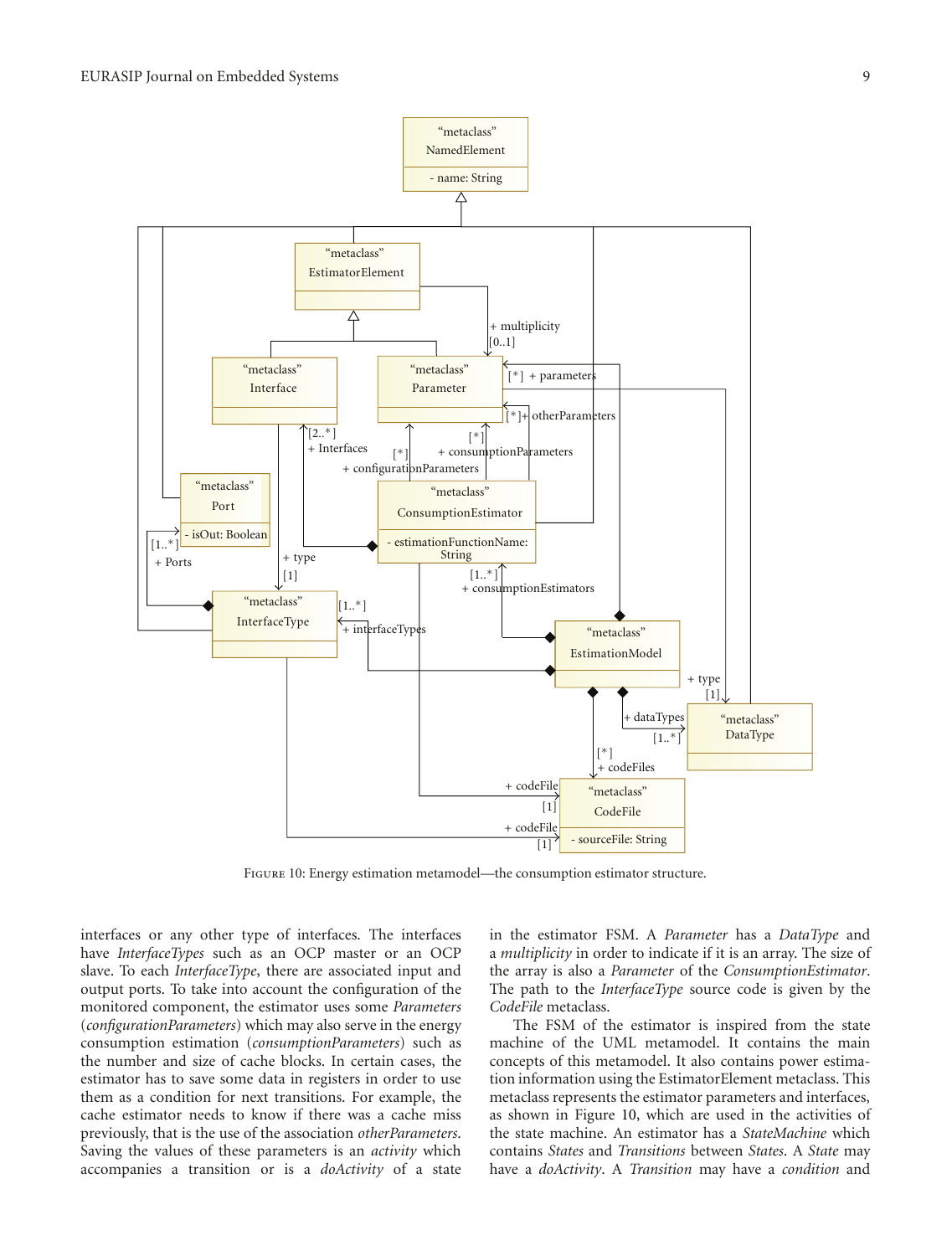FIGURE 10: Energy estimation metamodel—the consumption estimator structure.

interfaces or any other type of interfaces. The interfaces have *InterfaceTypes* such as an OCP master or an OCP slave. To each *InterfaceType*, there are associated input and output ports. To take into account the configuration of the monitored component, the estimator uses some *Parameters* (*configurationParameters*) which may also serve in the energy consumption estimation (*consumptionParameters*) such as the number and size of cache blocks. In certain cases, the estimator has to save some data in registers in order to use them as a condition for next transitions. For example, the cache estimator needs to know if there was a cache miss previously, that is the use of the association *otherParameters*. Saving the values of these parameters is an *activity* which accompanies a transition or is a *doActivity* of a state in the estimator FSM. A *Parameter* has a *DataType* and a *multiplicity* in order to indicate if it is an array. The size of the array is also a *Parameter* of the *ConsumptionEstimator*. The path to the *InterfaceType* source code is given by the *CodeFile* metaclass.

The FSM of the estimator is inspired from the state machine of the UML metamodel. It contains the main concepts of this metamodel. It also contains power estimation information using the EstimatorElement metaclass. This metaclass represents the estimator parameters and interfaces, as shown in Figure 10, which are used in the activities of the state machine. An estimator has a *StateMachine* which contains *States* and *Transitions* between *States*. A *State* may have a *doActivity*. A *Transition* may have a *condition* and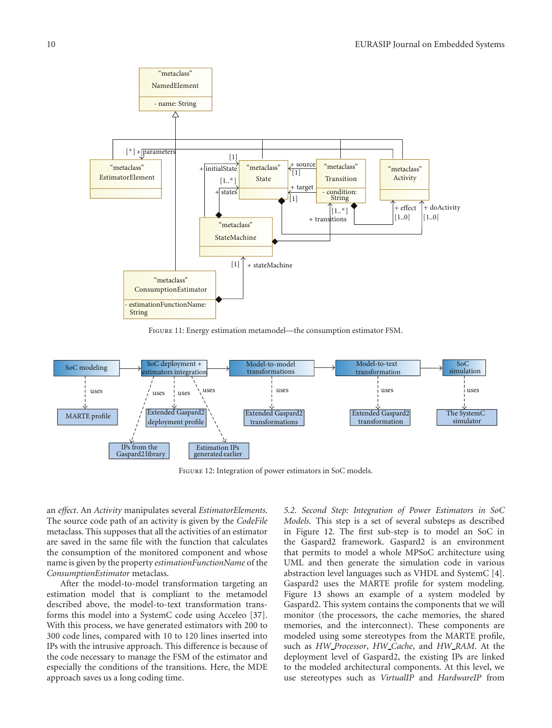FIGURE 11: Energy estimation metamodel—the consumption estimator FSM.

FIGURE 12: Integration of power estimators in SoC models.

an *effect*. An *Activity* manipulates several *EstimatorElements*. The source code path of an activity is given by the *CodeFile* metaclass. This supposes that all the activities of an estimator are saved in the same file with the function that calculates the consumption of the monitored component and whose name is given by the property *estimationFunctionName* of the *ConsumptionEstimator* metaclass.

After the model-to-model transformation targeting an estimation model that is compliant to the metamodel described above, the model-to-text transformation transforms this model into a SystemC code using Acceleo [37]. With this process, we have generated estimators with 200 to 300 code lines, compared with 10 to 120 lines inserted into IPs with the intrusive approach. This difference is because of the code necessary to manage the FSM of the estimator and especially the conditions of the transitions. Here, the MDE approach saves us a long coding time.

*5.2. Second Step: Integration of Power Estimators in SoC Models.* This step is a set of several substeps as described in Figure 12. The first sub-step is to model an SoC in the Gaspard2 framework. Gaspard2 is an environment that permits to model a whole MPSoC architecture using UML and then generate the simulation code in various abstraction level languages such as VHDL and SystemC [4]. Gaspard2 uses the MARTE profile for system modeling. Figure 13 shows an example of a system modeled by Gaspard2. This system contains the components that we will monitor (the processors, the cache memories, the shared memories, and the interconnect). These components are modeled using some stereotypes from the MARTE profile, such as *HW_Processor*, *HW_Cache*, and *HW_RAM*. At the deployment level of Gaspard2, the existing IPs are linked to the modeled architectural components. At this level, we use stereotypes such as *VirtualIP* and *HardwareIP* from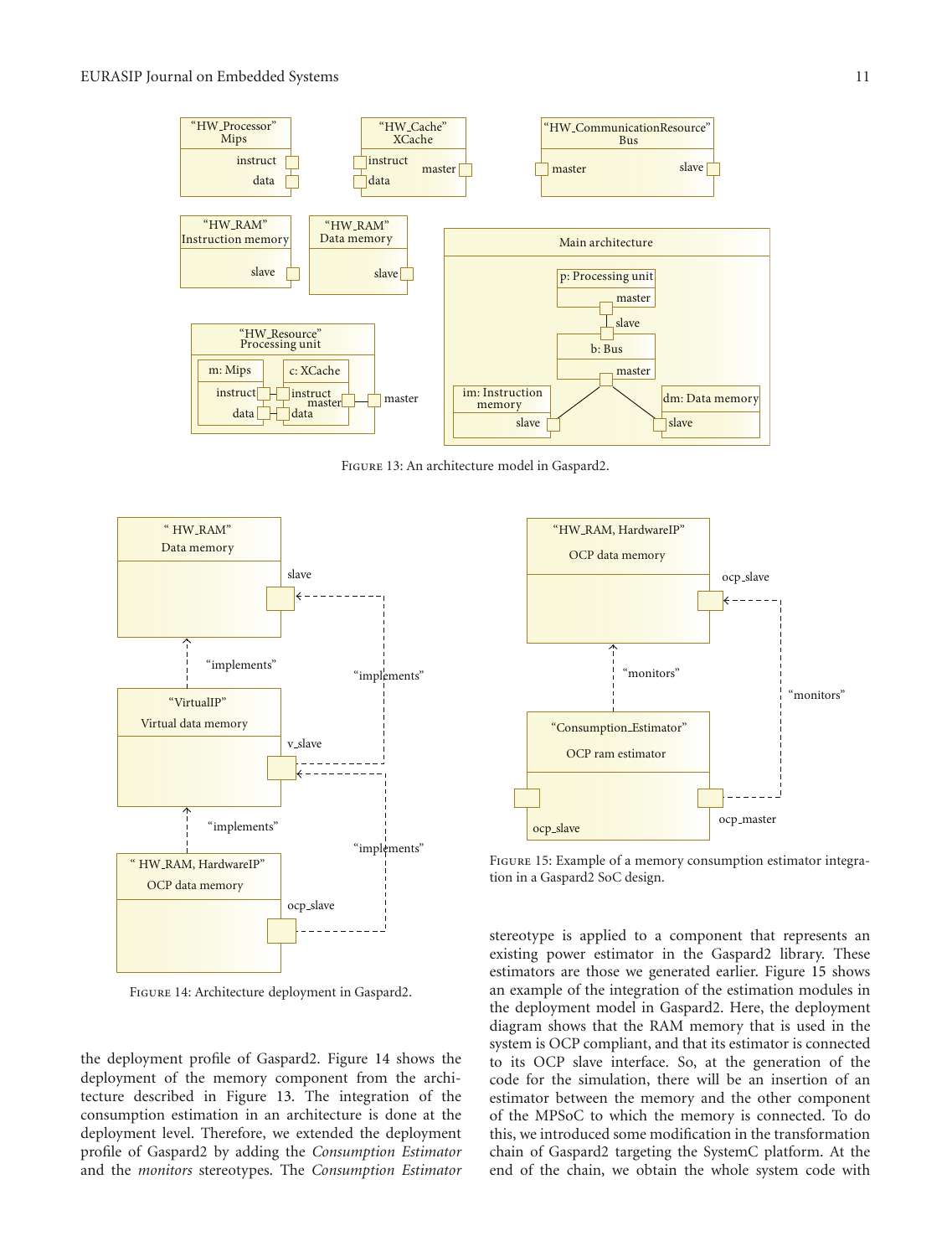Figure 13: An architecture model in Gaspard2.

Figure 14: Architecture deployment in Gaspard2.

Figure 15: Example of a memory consumption estimator integration in a Gaspard2 SoC design.

the deployment profile of Gaspard2. Figure 14 shows the deployment of the memory component from the architecture described in Figure 13. The integration of the consumption estimation in an architecture is done at the deployment level. Therefore, we extended the deployment profile of Gaspard2 by adding the *Consumption Estimator* and the *monitors* stereotypes. The *Consumption Estimator* stereotype is applied to a component that represents an existing power estimator in the Gaspard2 library. These estimators are those we generated earlier. Figure 15 shows an example of the integration of the estimation modules in the deployment model in Gaspard2. Here, the deployment diagram shows that the RAM memory that is used in the system is OCP compliant, and that its estimator is connected to its OCP slave interface. So, at the generation of the code for the simulation, there will be an insertion of an estimator between the memory and the other component of the MPSoC to which the memory is connected. To do this, we introduced some modification in the transformation chain of Gaspard2 targeting the SystemC platform. At the end of the chain, we obtain the whole system code with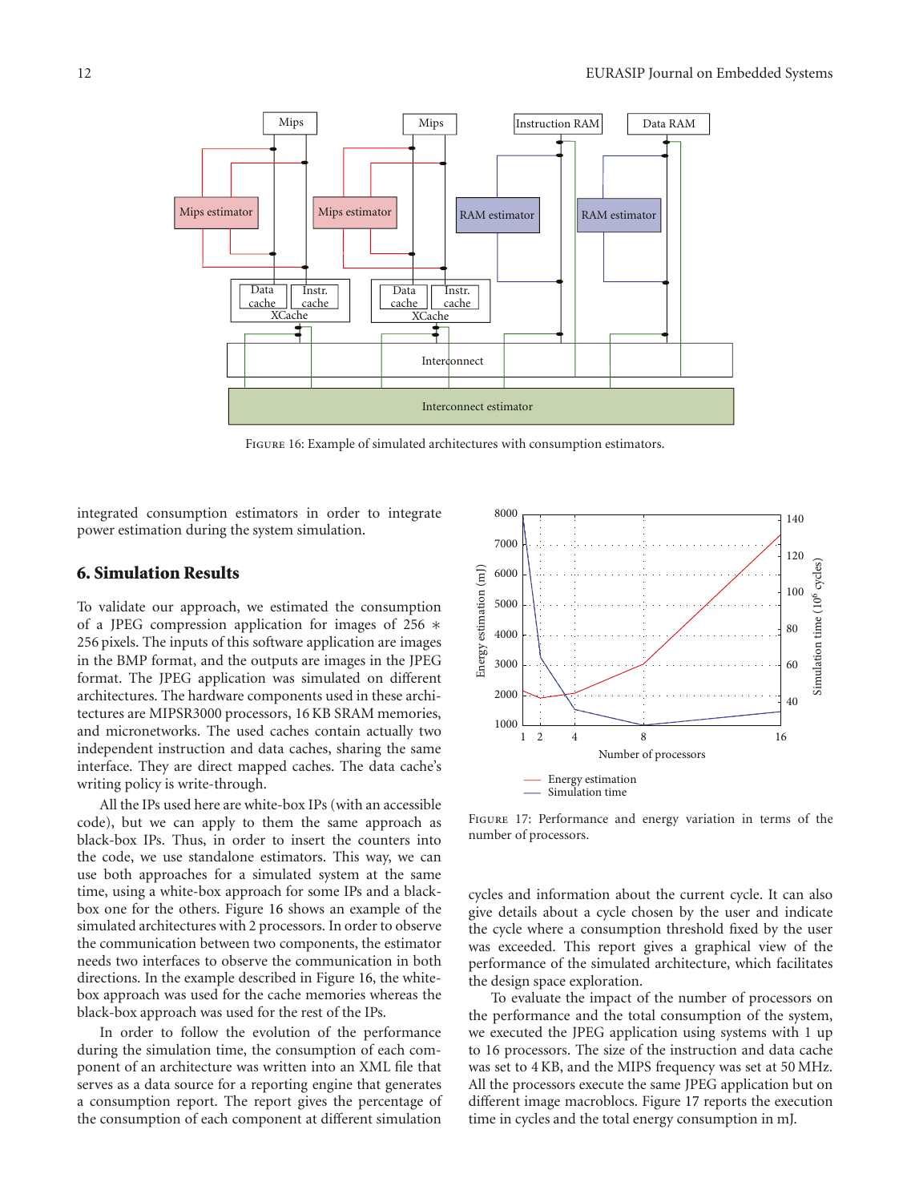Figure 16: Example of simulated architectures with consumption estimators.

integrated consumption estimators in order to integrate power estimation during the system simulation.

## 6. Simulation Results

To validate our approach, we estimated the consumption of a JPEG compression application for images of 256 ∗ 256 pixels. The inputs of this software application are images in the BMP format, and the outputs are images in the JPEG format. The JPEG application was simulated on different architectures. The hardware components used in these architectures are MIPSR3000 processors, 16 KB SRAM memories, and micronetworks. The used caches contain actually two independent instruction and data caches, sharing the same interface. They are direct mapped caches. The data cache's writing policy is write-through.

All the IPs used here are white-box IPs (with an accessible code), but we can apply to them the same approach as black-box IPs. Thus, in order to insert the counters into the code, we use standalone estimators. This way, we can use both approaches for a simulated system at the same time, using a white-box approach for some IPs and a black-box one for the others. Figure 16 shows an example of the simulated architectures with 2 processors. In order to observe the communication between two components, the estimator needs two interfaces to observe the communication in both directions. In the example described in Figure 16, the white-box approach was used for the cache memories whereas the black-box approach was used for the rest of the IPs.

In order to follow the evolution of the performance during the simulation time, the consumption of each component of an architecture was written into an XML file that serves as a data source for a reporting engine that generates a consumption report. The report gives the percentage of the consumption of each component at different simulation cycles and information about the current cycle. It can also give details about a cycle chosen by the user and indicate the cycle where a consumption threshold fixed by the user was exceeded. This report gives a graphical view of the performance of the simulated architecture, which facilitates the design space exploration.

Figure 17: Performance and energy variation in terms of the number of processors.

To evaluate the impact of the number of processors on the performance and the total consumption of the system, we executed the JPEG application using systems with 1 up to 16 processors. The size of the instruction and data cache was set to 4 KB, and the MIPS frequency was set at 50 MHz. All the processors execute the same JPEG application but on different image macroblocs. Figure 17 reports the execution time in cycles and the total energy consumption in mJ.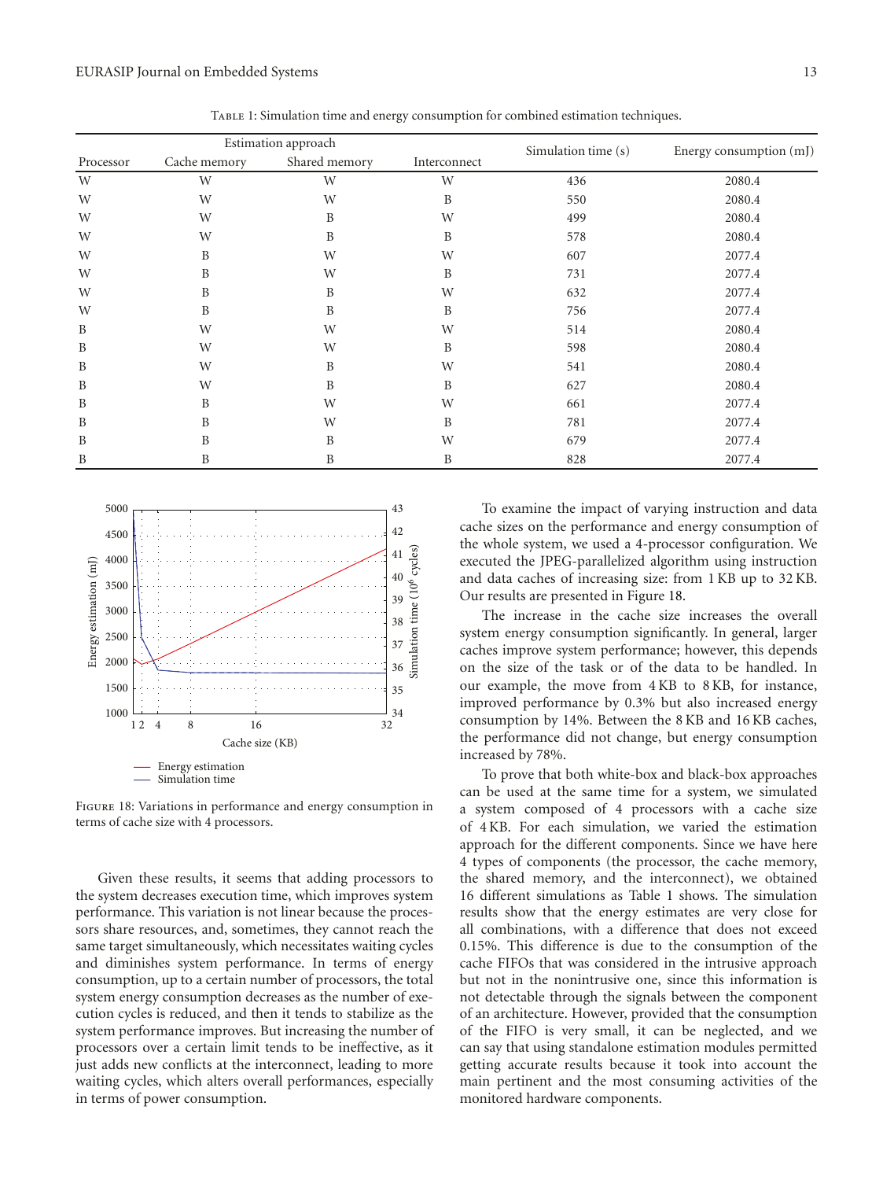Table 1: Simulation time and energy consumption for combined estimation techniques.

| Estimation approach | | | | Simulation time (s) | Energy consumption (mJ) |
|---|---|---|---|---|---|
| Processor | Cache memory | Shared memory | Interconnect | | |
| W | W | W | W | 436 | 2080.4 |
| W | W | W | B | 550 | 2080.4 |
| W | W | B | W | 499 | 2080.4 |
| W | W | B | B | 578 | 2080.4 |
| W | B | W | W | 607 | 2077.4 |
| W | B | W | B | 731 | 2077.4 |
| W | B | B | W | 632 | 2077.4 |
| W | B | B | B | 756 | 2077.4 |
| B | W | W | W | 514 | 2080.4 |
| B | W | W | B | 598 | 2080.4 |
| B | W | B | W | 541 | 2080.4 |
| B | W | B | B | 627 | 2080.4 |
| B | B | W | W | 661 | 2077.4 |
| B | B | W | B | 781 | 2077.4 |
| B | B | B | W | 679 | 2077.4 |
| B | B | B | B | 828 | 2077.4 |

Figure 18: Variations in performance and energy consumption in terms of cache size with 4 processors.

Given these results, it seems that adding processors to the system decreases execution time, which improves system performance. This variation is not linear because the processors share resources, and, sometimes, they cannot reach the same target simultaneously, which necessitates waiting cycles and diminishes system performance. In terms of energy consumption, up to a certain number of processors, the total system energy consumption decreases as the number of execution cycles is reduced, and then it tends to stabilize as the system performance improves. But increasing the number of processors over a certain limit tends to be ineffective, as it just adds new conflicts at the interconnect, leading to more waiting cycles, which alters overall performances, especially in terms of power consumption.

To examine the impact of varying instruction and data cache sizes on the performance and energy consumption of the whole system, we used a 4-processor configuration. We executed the JPEG-parallelized algorithm using instruction and data caches of increasing size: from 1 KB up to 32 KB. Our results are presented in Figure 18.

The increase in the cache size increases the overall system energy consumption significantly. In general, larger caches improve system performance; however, this depends on the size of the task or of the data to be handled. In our example, the move from 4 KB to 8 KB, for instance, improved performance by 0.3% but also increased energy consumption by 14%. Between the 8 KB and 16 KB caches, the performance did not change, but energy consumption increased by 78%.

To prove that both white-box and black-box approaches can be used at the same time for a system, we simulated a system composed of 4 processors with a cache size of 4 KB. For each simulation, we varied the estimation approach for the different components. Since we have here 4 types of components (the processor, the cache memory, the shared memory, and the interconnect), we obtained 16 different simulations as Table 1 shows. The simulation results show that the energy estimates are very close for all combinations, with a difference that does not exceed 0.15%. This difference is due to the consumption of the cache FIFOs that was considered in the intrusive approach but not in the nonintrusive one, since this information is not detectable through the signals between the component of an architecture. However, provided that the consumption of the FIFO is very small, it can be neglected, and we can say that using standalone estimation modules permitted getting accurate results because it took into account the main pertinent and the most consuming activities of the monitored hardware components.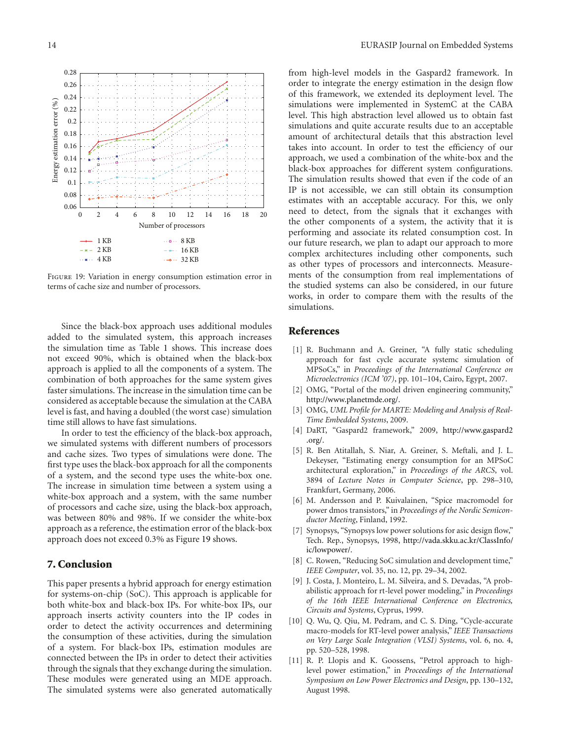0.28
0.26
0.24
0.22
0.2
0.18
0.16
0.14
0.12
0.1
0.08
0.06

Energy estimation error (%)

0 2 4 6 8 10 12 14 16 18 20

Number of processors

1 KB
2 KB
4 KB
8 KB
16 KB
32 KB

Figure 19: Variation in energy consumption estimation error in terms of cache size and number of processors.

Since the black-box approach uses additional modules added to the simulated system, this approach increases the simulation time as Table 1 shows. This increase does not exceed 90%, which is obtained when the black-box approach is applied to all the components of a system. The combination of both approaches for the same system gives faster simulations. The increase in the simulation time can be considered as acceptable because the simulation at the CABA level is fast, and having a doubled (the worst case) simulation time still allows to have fast simulations.

In order to test the efficiency of the black-box approach, we simulated systems with different numbers of processors and cache sizes. Two types of simulations were done. The first type uses the black-box approach for all the components of a system, and the second type uses the white-box one. The increase in simulation time between a system using a white-box approach and a system, with the same number of processors and cache size, using the black-box approach, was between 80% and 98%. If we consider the white-box approach as a reference, the estimation error of the black-box approach does not exceed 0.3% as Figure 19 shows.

## 7. Conclusion

This paper presents a hybrid approach for energy estimation for systems-on-chip (SoC). This approach is applicable for both white-box and black-box IPs. For white-box IPs, our approach inserts activity counters into the IP codes in order to detect the activity occurrences and determining the consumption of these activities, during the simulation of a system. For black-box IPs, estimation modules are connected between the IPs in order to detect their activities through the signals that they exchange during the simulation. These modules were generated using an MDE approach. The simulated systems were also generated automatically from high-level models in the Gaspard2 framework. In order to integrate the energy estimation in the design flow of this framework, we extended its deployment level. The simulations were implemented in SystemC at the CABA level. This high abstraction level allowed us to obtain fast simulations and quite accurate results due to an acceptable amount of architectural details that this abstraction level takes into account. In order to test the efficiency of our approach, we used a combination of the white-box and the black-box approaches for different system configurations. The simulation results showed that even if the code of an IP is not accessible, we can still obtain its consumption estimates with an acceptable accuracy. For this, we only need to detect, from the signals that it exchanges with the other components of a system, the activity that it is performing and associate its related consumption cost. In our future research, we plan to adapt our approach to more complex architectures including other components, such as other types of processors and interconnects. Measurements of the consumption from real implementations of the studied systems can also be considered, in our future works, in order to compare them with the results of the simulations.

## References

[1] R. Buchmann and A. Greiner, "A fully static scheduling approach for fast cycle accurate systemc simulation of MPSoCs," in *Proceedings of the International Conference on Microelectronics (ICM '07)*, pp. 101–104, Cairo, Egypt, 2007.

[2] OMG, "Portal of the model driven engineering community," http://www.planetmde.org/.

[3] OMG, *UML Profile for MARTE: Modeling and Analysis of Real-Time Embedded Systems*, 2009.

[4] DaRT, "Gaspard2 framework," 2009, http://www.gaspard2.org/.

[5] R. Ben Atitallah, S. Niar, A. Greiner, S. Meftali, and J. L. Dekeyser, "Estimating energy consumption for an MPSoC architectural exploration," in *Proceedings of the ARCS*, vol. 3894 of *Lecture Notes in Computer Science*, pp. 298–310, Frankfurt, Germany, 2006.

[6] M. Andersson and P. Kuivalainen, "Spice macromodel for power dmos transistors," in *Proceedings of the Nordic Semiconductor Meeting*, Finland, 1992.

[7] Synopsys, "Synopsys low power solutions for asic design flow," Tech. Rep., Synopsys, 1998, http://vada.skku.ac.kr/ClassInfo/ic/lowpower/.

[8] C. Rowen, "Reducing SoC simulation and development time," *IEEE Computer*, vol. 35, no. 12, pp. 29–34, 2002.

[9] J. Costa, J. Monteiro, L. M. Silveira, and S. Devadas, "A probabilistic approach for rt-level power modeling," in *Proceedings of the 16th IEEE International Conference on Electronics, Circuits and Systems*, Cyprus, 1999.

[10] Q. Wu, Q. Qiu, M. Pedram, and C. S. Ding, "Cycle-accurate macro-models for RT-level power analysis," *IEEE Transactions on Very Large Scale Integration (VLSI) Systems*, vol. 6, no. 4, pp. 520–528, 1998.

[11] R. P. Llopis and K. Goossens, "Petrol approach to high-level power estimation," in *Proceedings of the International Symposium on Low Power Electronics and Design*, pp. 130–132, August 1998.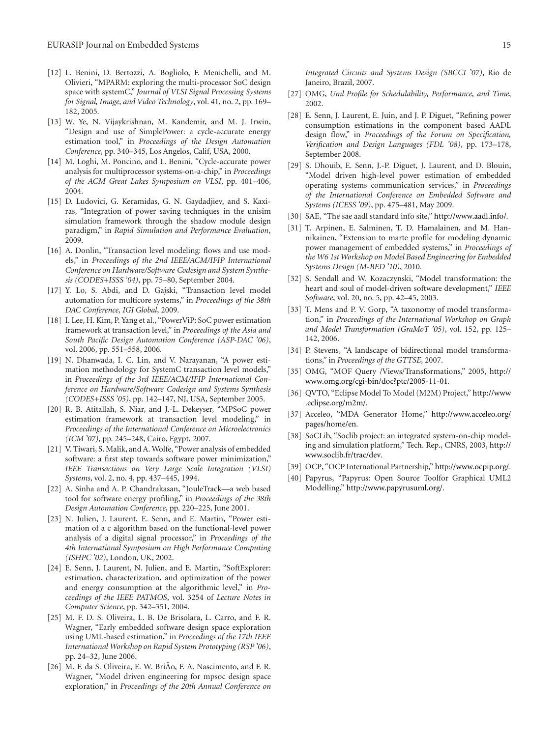[12] L. Benini, D. Bertozzi, A. Bogliolo, F. Menichelli, and M. Olivieri, "MPARM: exploring the multi-processor SoC design space with systemC," *Journal of VLSI Signal Processing Systems for Signal, Image, and Video Technology*, vol. 41, no. 2, pp. 169–182, 2005.

[13] W. Ye, N. Vijaykrishnan, M. Kandemir, and M. J. Irwin, "Design and use of SimplePower: a cycle-accurate energy estimation tool," in *Proceedings of the Design Automation Conference*, pp. 340–345, Los Angelos, Calif, USA, 2000.

[14] M. Loghi, M. Poncino, and L. Benini, "Cycle-accurate power analysis for multiprocessor systems-on-a-chip," in *Proceedings of the ACM Great Lakes Symposium on VLSI*, pp. 401–406, 2004.

[15] D. Ludovici, G. Keramidas, G. N. Gaydadjiev, and S. Kaxiras, "Integration of power saving techniques in the unisim simulation framework through the shadow module design paradigm," in *Rapid Simulation and Performance Evaluation*, 2009.

[16] A. Donlin, "Transaction level modeling: flows and use models," in *Proceedings of the 2nd IEEE/ACM/IFIP International Conference on Hardware/Software Codesign and System Synthesis (CODES+ISSS '04)*, pp. 75–80, September 2004.

[17] Y. Lo, S. Abdi, and D. Gajski, "Transaction level model automation for multicore systems," in *Proceedings of the 38th DAC Conference, IGI Global*, 2009.

[18] I. Lee, H. Kim, P. Yang et al., "PowerViP: SoC power estimation framework at transaction level," in *Proceedings of the Asia and South Pacific Design Automation Conference (ASP-DAC '06)*, vol. 2006, pp. 551–558, 2006.

[19] N. Dhanwada, I. C. Lin, and V. Narayanan, "A power estimation methodology for SystemC transaction level models," in *Proceedings of the 3rd IEEE/ACM/IFIP International Conference on Hardware/Software Codesign and Systems Synthesis (CODES+ISSS '05)*, pp. 142–147, NJ, USA, September 2005.

[20] R. B. Atitallah, S. Niar, and J.-L. Dekeyser, "MPSoC power estimation framework at transaction level modeling," in *Proceedings of the International Conference on Microelectronics (ICM '07)*, pp. 245–248, Cairo, Egypt, 2007.

[21] V. Tiwari, S. Malik, and A. Wolfe, "Power analysis of embedded software: a first step towards software power minimization," *IEEE Transactions on Very Large Scale Integration (VLSI) Systems*, vol. 2, no. 4, pp. 437–445, 1994.

[22] A. Sinha and A. P. Chandrakasan, "JouleTrack—a web based tool for software energy profiling," in *Proceedings of the 38th Design Automation Conference*, pp. 220–225, June 2001.

[23] N. Julien, J. Laurent, E. Senn, and E. Martin, "Power estimation of a c algorithm based on the functional-level power analysis of a digital signal processor," in *Proceedings of the 4th International Symposium on High Performance Computing (ISHPC '02)*, London, UK, 2002.

[24] E. Senn, J. Laurent, N. Julien, and E. Martin, "SoftExplorer: estimation, characterization, and optimization of the power and energy consumption at the algorithmic level," in *Proceedings of the IEEE PATMOS*, vol. 3254 of *Lecture Notes in Computer Science*, pp. 342–351, 2004.

[25] M. F. D. S. Oliveira, L. B. De Brisolara, L. Carro, and F. R. Wagner, "Early embedded software design space exploration using UML-based estimation," in *Proceedings of the 17th IEEE International Workshop on Rapid System Prototyping (RSP '06)*, pp. 24–32, June 2006.

[26] M. F. da S. Oliveira, E. W. BriÃo, F. A. Nascimento, and F. R. Wagner, "Model driven engineering for mpsoc design space exploration," in *Proceedings of the 20th Annual Conference on Integrated Circuits and Systems Design (SBCCI '07)*, Rio de Janeiro, Brazil, 2007.

[27] OMG, *Uml Profile for Schedulability, Performance, and Time*, 2002.

[28] E. Senn, J. Laurent, E. Juin, and J. P. Diguet, "Refining power consumption estimations in the component based AADL design flow," in *Proceedings of the Forum on Specification, Verification and Design Languages (FDL '08)*, pp. 173–178, September 2008.

[29] S. Dhouib, E. Senn, J.-P. Diguet, J. Laurent, and D. Blouin, "Model driven high-level power estimation of embedded operating systems communication services," in *Proceedings of the International Conference on Embedded Software and Systems (ICESS '09)*, pp. 475–481, May 2009.

[30] SAE, "The sae aadl standard info site," http://www.aadl.info/.

[31] T. Arpinen, E. Salminen, T. D. Hamalainen, and M. Hannikainen, "Extension to marte profile for modeling dynamic power management of embedded systems," in *Proceedings of the W6 1st Workshop on Model Based Engineering for Embedded Systems Design (M-BED '10)*, 2010.

[32] S. Sendall and W. Kozaczynski, "Model transformation: the heart and soul of model-driven software development," *IEEE Software*, vol. 20, no. 5, pp. 42–45, 2003.

[33] T. Mens and P. V. Gorp, "A taxonomy of model transformation," in *Proceedings of the International Workshop on Graph and Model Transformation (GraMoT '05)*, vol. 152, pp. 125–142, 2006.

[34] P. Stevens, "A landscape of bidirectional model transformations," in *Proceedings of the GTTSE*, 2007.

[35] OMG, "MOF Query /Views/Transformations," 2005, http://www.omg.org/cgi-bin/doc?ptc/2005-11-01.

[36] QVTO, "Eclipse Model To Model (M2M) Project," http://www.eclipse.org/m2m/.

[37] Acceleo, "MDA Generator Home," http://www.acceleo.org/pages/home/en.

[38] SoCLib, "Soclib project: an integrated system-on-chip modeling and simulation platform," Tech. Rep., CNRS, 2003, http://www.soclib.fr/trac/dev.

[39] OCP, "OCP International Partnership," http://www.ocpip.org/.

[40] Papyrus, "Papyrus: Open Source Toolfor Graphical UML2 Modelling," http://www.papyrusuml.org/.